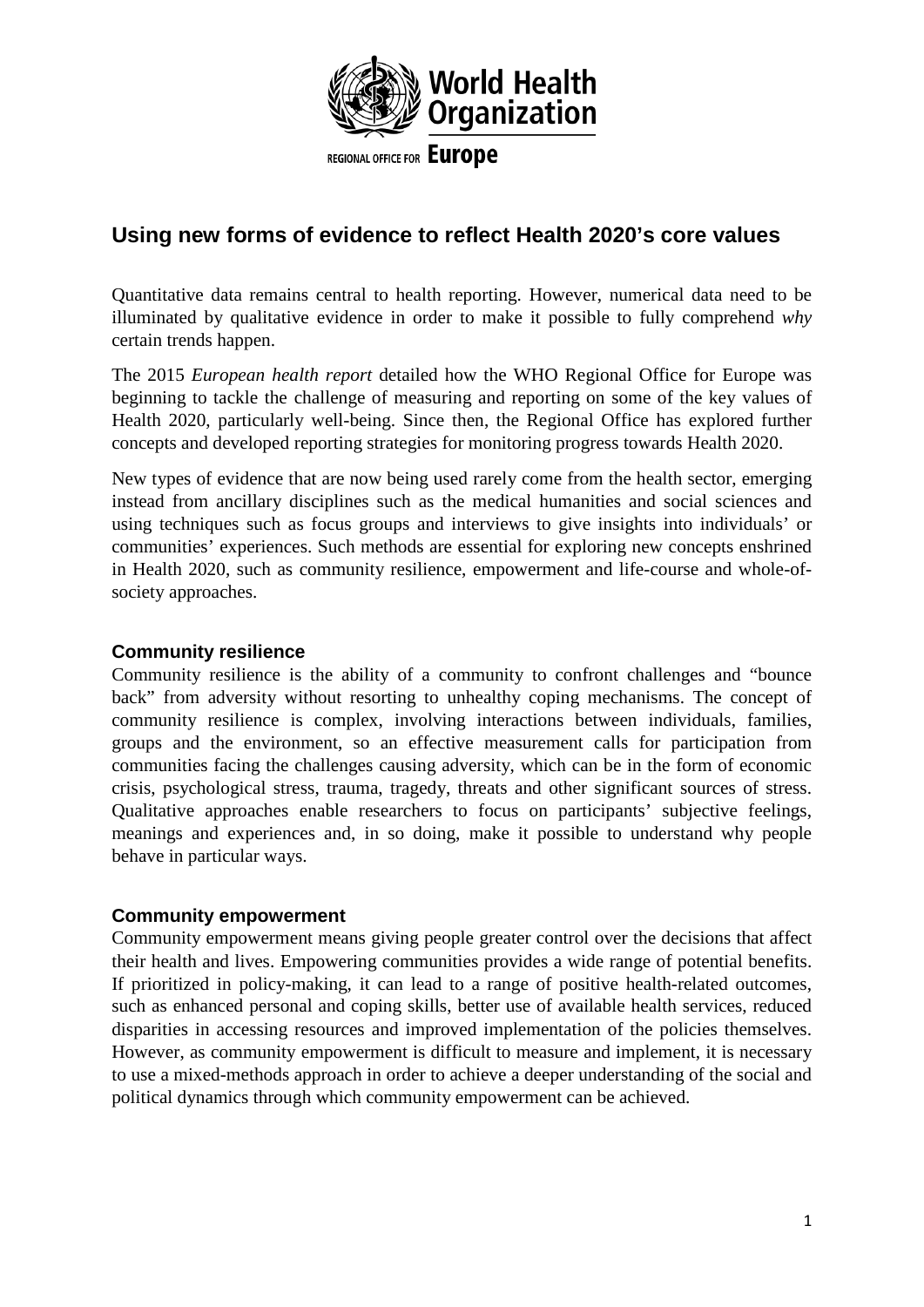World Health Organization

REGIONAL OFFICE FOR **Europe**

## Using new forms of evidence to reflect Health 2020's core values

Quantitative data remains central to health reporting. However, numerical data need to be illuminated by qualitative evidence in order to make it possible to fully comprehend *why* certain trends happen.

The 2015 *European health report* detailed how the WHO Regional Office for Europe was beginning to tackle the challenge of measuring and reporting on some of the key values of Health 2020, particularly well-being. Since then, the Regional Office has explored further concepts and developed reporting strategies for monitoring progress towards Health 2020.

New types of evidence that are now being used rarely come from the health sector, emerging instead from ancillary disciplines such as the medical humanities and social sciences and using techniques such as focus groups and interviews to give insights into individuals' or communities' experiences. Such methods are essential for exploring new concepts enshrined in Health 2020, such as community resilience, empowerment and life-course and whole-of-society approaches.

### Community resilience

Community resilience is the ability of a community to confront challenges and "bounce back" from adversity without resorting to unhealthy coping mechanisms. The concept of community resilience is complex, involving interactions between individuals, families, groups and the environment, so an effective measurement calls for participation from communities facing the challenges causing adversity, which can be in the form of economic crisis, psychological stress, trauma, tragedy, threats and other significant sources of stress. Qualitative approaches enable researchers to focus on participants' subjective feelings, meanings and experiences and, in so doing, make it possible to understand why people behave in particular ways.

### Community empowerment

Community empowerment means giving people greater control over the decisions that affect their health and lives. Empowering communities provides a wide range of potential benefits. If prioritized in policy-making, it can lead to a range of positive health-related outcomes, such as enhanced personal and coping skills, better use of available health services, reduced disparities in accessing resources and improved implementation of the policies themselves. However, as community empowerment is difficult to measure and implement, it is necessary to use a mixed-methods approach in order to achieve a deeper understanding of the social and political dynamics through which community empowerment can be achieved.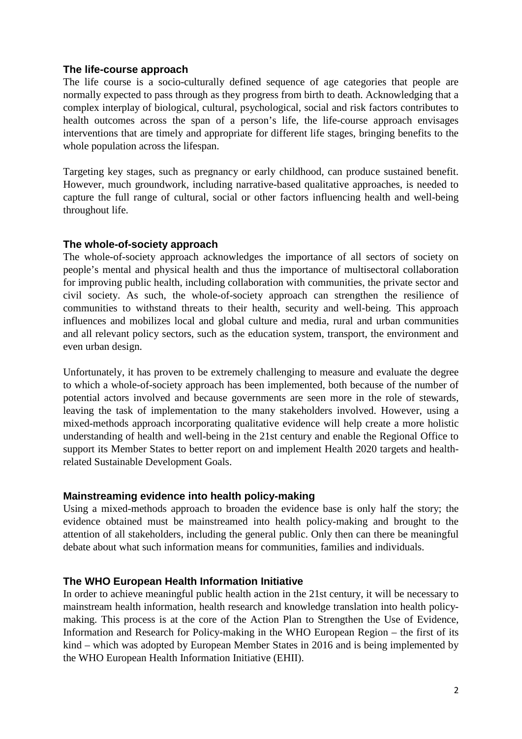### The life-course approach

The life course is a socio-culturally defined sequence of age categories that people are normally expected to pass through as they progress from birth to death. Acknowledging that a complex interplay of biological, cultural, psychological, social and risk factors contributes to health outcomes across the span of a person's life, the life-course approach envisages interventions that are timely and appropriate for different life stages, bringing benefits to the whole population across the lifespan.

Targeting key stages, such as pregnancy or early childhood, can produce sustained benefit. However, much groundwork, including narrative-based qualitative approaches, is needed to capture the full range of cultural, social or other factors influencing health and well-being throughout life.

### The whole-of-society approach

The whole-of-society approach acknowledges the importance of all sectors of society on people's mental and physical health and thus the importance of multisectoral collaboration for improving public health, including collaboration with communities, the private sector and civil society. As such, the whole-of-society approach can strengthen the resilience of communities to withstand threats to their health, security and well-being. This approach influences and mobilizes local and global culture and media, rural and urban communities and all relevant policy sectors, such as the education system, transport, the environment and even urban design.

Unfortunately, it has proven to be extremely challenging to measure and evaluate the degree to which a whole-of-society approach has been implemented, both because of the number of potential actors involved and because governments are seen more in the role of stewards, leaving the task of implementation to the many stakeholders involved. However, using a mixed-methods approach incorporating qualitative evidence will help create a more holistic understanding of health and well-being in the 21st century and enable the Regional Office to support its Member States to better report on and implement Health 2020 targets and health-related Sustainable Development Goals.

### Mainstreaming evidence into health policy-making

Using a mixed-methods approach to broaden the evidence base is only half the story; the evidence obtained must be mainstreamed into health policy-making and brought to the attention of all stakeholders, including the general public. Only then can there be meaningful debate about what such information means for communities, families and individuals.

### The WHO European Health Information Initiative

In order to achieve meaningful public health action in the 21st century, it will be necessary to mainstream health information, health research and knowledge translation into health policy-making. This process is at the core of the Action Plan to Strengthen the Use of Evidence, Information and Research for Policy-making in the WHO European Region – the first of its kind – which was adopted by European Member States in 2016 and is being implemented by the WHO European Health Information Initiative (EHII).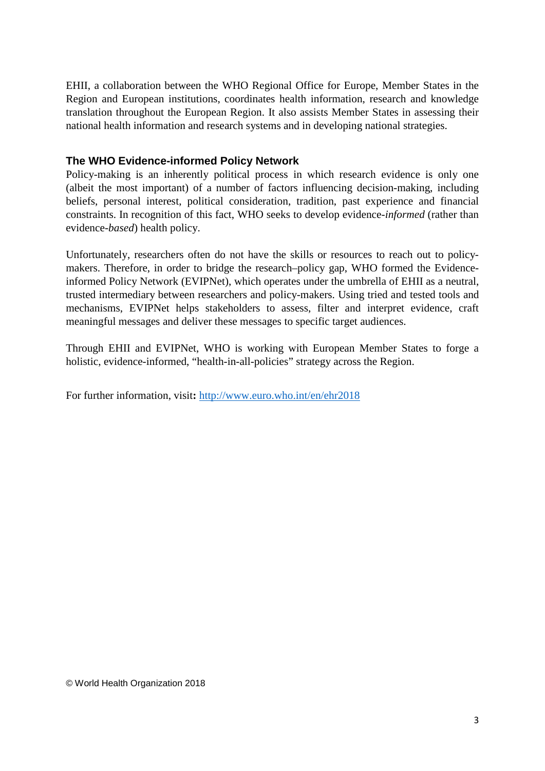EHII, a collaboration between the WHO Regional Office for Europe, Member States in the Region and European institutions, coordinates health information, research and knowledge translation throughout the European Region. It also assists Member States in assessing their national health information and research systems and in developing national strategies.

### The WHO Evidence-informed Policy Network

Policy-making is an inherently political process in which research evidence is only one (albeit the most important) of a number of factors influencing decision-making, including beliefs, personal interest, political consideration, tradition, past experience and financial constraints. In recognition of this fact, WHO seeks to develop evidence-*informed* (rather than evidence-*based*) health policy.

Unfortunately, researchers often do not have the skills or resources to reach out to policy-makers. Therefore, in order to bridge the research–policy gap, WHO formed the Evidence-informed Policy Network (EVIPNet), which operates under the umbrella of EHII as a neutral, trusted intermediary between researchers and policy-makers. Using tried and tested tools and mechanisms, EVIPNet helps stakeholders to assess, filter and interpret evidence, craft meaningful messages and deliver these messages to specific target audiences.

Through EHII and EVIPNet, WHO is working with European Member States to forge a holistic, evidence-informed, "health-in-all-policies" strategy across the Region.

For further information, visit**:** http://www.euro.who.int/en/ehr2018

© World Health Organization 2018